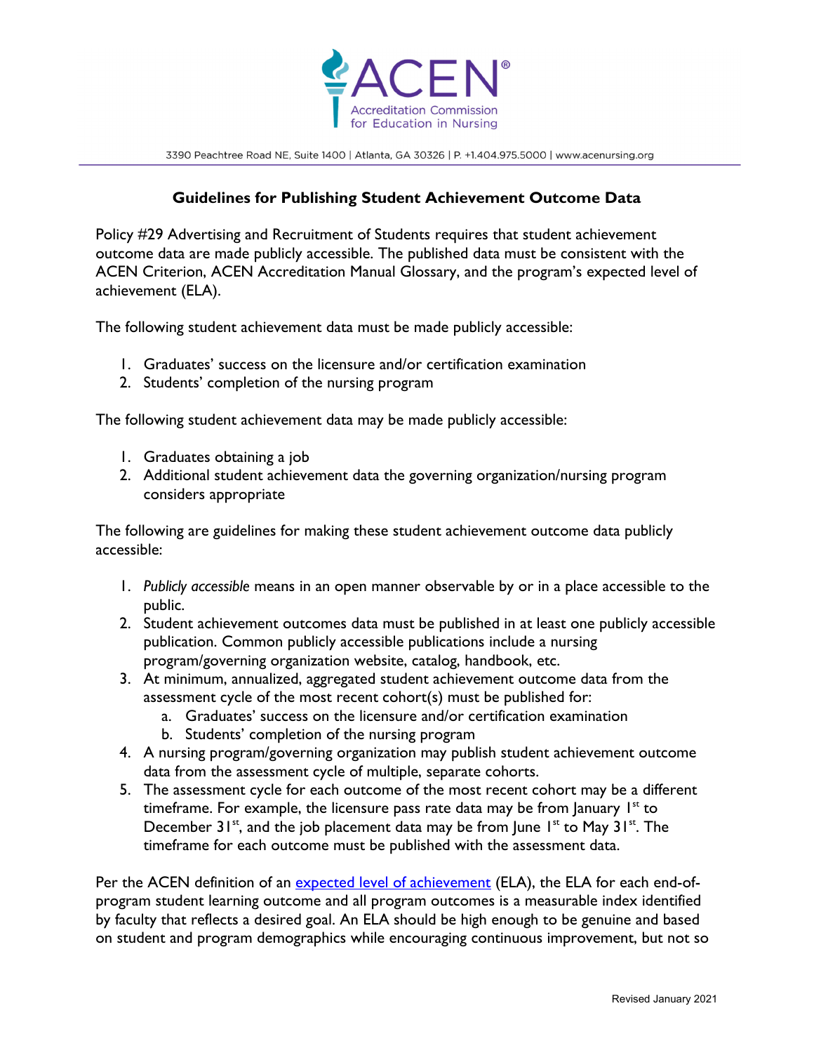ACEN®

Accreditation Commission for Education in Nursing

3390 Peachtree Road NE, Suite 1400 | Atlanta, GA 30326 | P. +1.404.975.5000 | www.acenursing.org

## Guidelines for Publishing Student Achievement Outcome Data

Policy #29 Advertising and Recruitment of Students requires that student achievement outcome data are made publicly accessible. The published data must be consistent with the ACEN Criterion, ACEN Accreditation Manual Glossary, and the program's expected level of achievement (ELA).

The following student achievement data must be made publicly accessible:

1. Graduates' success on the licensure and/or certification examination
2. Students' completion of the nursing program

The following student achievement data may be made publicly accessible:

1. Graduates obtaining a job
2. Additional student achievement data the governing organization/nursing program considers appropriate

The following are guidelines for making these student achievement outcome data publicly accessible:

1. *Publicly accessible* means in an open manner observable by or in a place accessible to the public.
2. Student achievement outcomes data must be published in at least one publicly accessible publication. Common publicly accessible publications include a nursing program/governing organization website, catalog, handbook, etc.
3. At minimum, annualized, aggregated student achievement outcome data from the assessment cycle of the most recent cohort(s) must be published for:
   a. Graduates' success on the licensure and/or certification examination
   b. Students' completion of the nursing program
4. A nursing program/governing organization may publish student achievement outcome data from the assessment cycle of multiple, separate cohorts.
5. The assessment cycle for each outcome of the most recent cohort may be a different timeframe. For example, the licensure pass rate data may be from January 1st to December 31st, and the job placement data may be from June 1st to May 31st. The timeframe for each outcome must be published with the assessment data.

Per the ACEN definition of an [expected level of achievement](expected level of achievement) (ELA), the ELA for each end-of-program student learning outcome and all program outcomes is a measurable index identified by faculty that reflects a desired goal. An ELA should be high enough to be genuine and based on student and program demographics while encouraging continuous improvement, but not so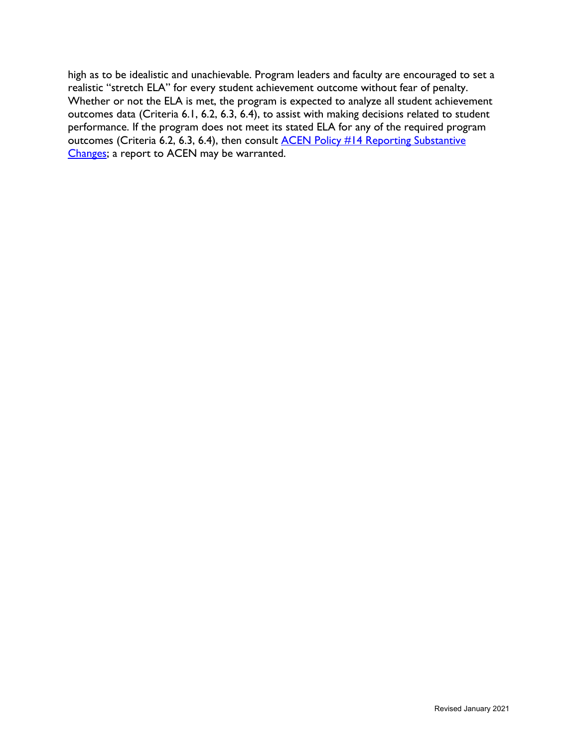high as to be idealistic and unachievable. Program leaders and faculty are encouraged to set a realistic "stretch ELA" for every student achievement outcome without fear of penalty. Whether or not the ELA is met, the program is expected to analyze all student achievement outcomes data (Criteria 6.1, 6.2, 6.3, 6.4), to assist with making decisions related to student performance. If the program does not meet its stated ELA for any of the required program outcomes (Criteria 6.2, 6.3, 6.4), then consult ACEN Policy #14 Reporting Substantive Changes; a report to ACEN may be warranted.